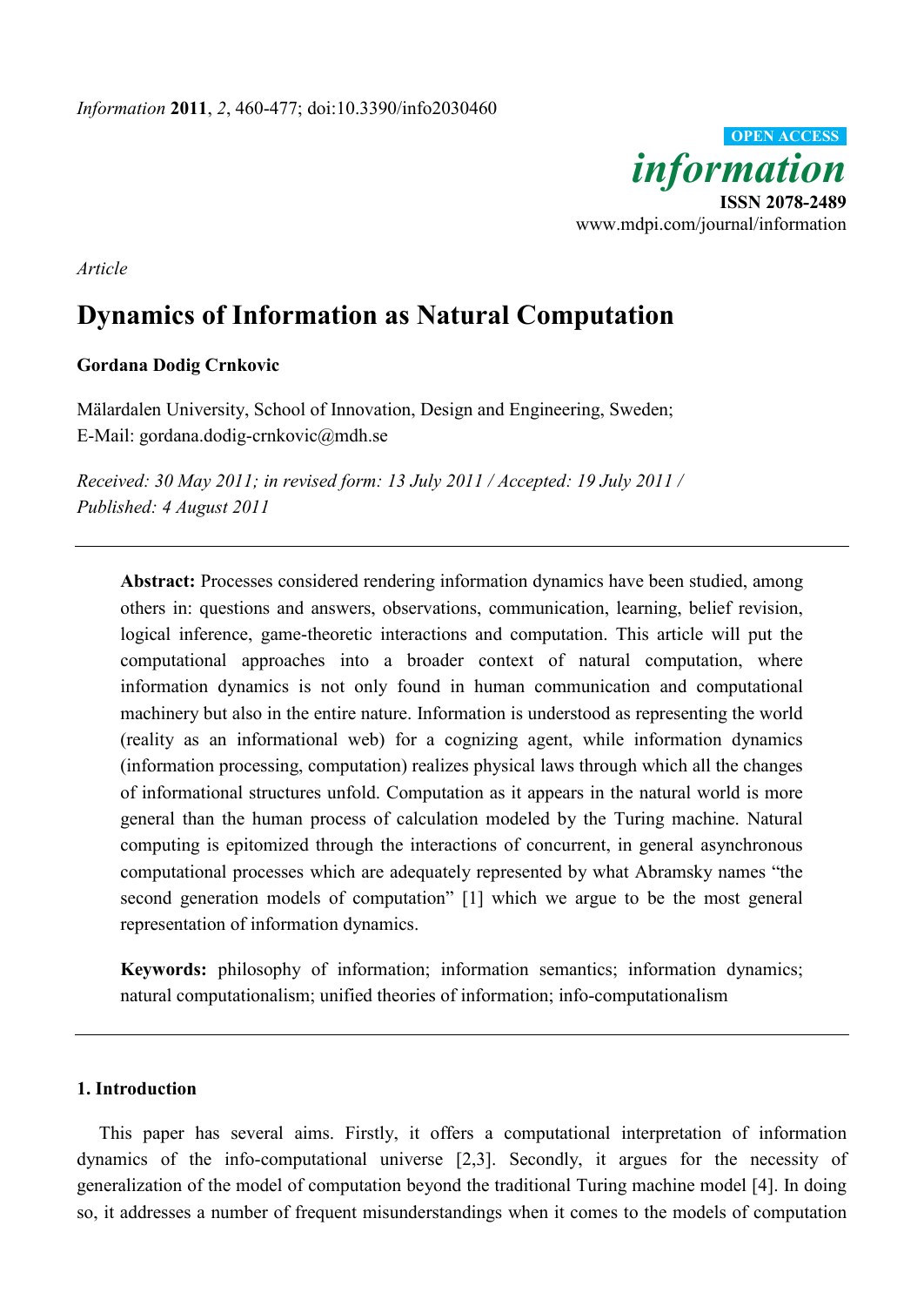*Information* **2011**, *2*, 460-477; doi:10.3390/info2030460

OPEN ACCESS

*information*

**ISSN 2078-2489**

www.mdpi.com/journal/information

*Article*

# Dynamics of Information as Natural Computation

**Gordana Dodig Crnkovic**

Mälardalen University, School of Innovation, Design and Engineering, Sweden;
E-Mail: gordana.dodig-crnkovic@mdh.se

*Received: 30 May 2011; in revised form: 13 July 2011 / Accepted: 19 July 2011 / Published: 4 August 2011*

**Abstract:** Processes considered rendering information dynamics have been studied, among others in: questions and answers, observations, communication, learning, belief revision, logical inference, game-theoretic interactions and computation. This article will put the computational approaches into a broader context of natural computation, where information dynamics is not only found in human communication and computational machinery but also in the entire nature. Information is understood as representing the world (reality as an informational web) for a cognizing agent, while information dynamics (information processing, computation) realizes physical laws through which all the changes of informational structures unfold. Computation as it appears in the natural world is more general than the human process of calculation modeled by the Turing machine. Natural computing is epitomized through the interactions of concurrent, in general asynchronous computational processes which are adequately represented by what Abramsky names "the second generation models of computation" [1] which we argue to be the most general representation of information dynamics.

**Keywords:** philosophy of information; information semantics; information dynamics; natural computationalism; unified theories of information; info-computationalism

## 1. Introduction

This paper has several aims. Firstly, it offers a computational interpretation of information dynamics of the info-computational universe [2,3]. Secondly, it argues for the necessity of generalization of the model of computation beyond the traditional Turing machine model [4]. In doing so, it addresses a number of frequent misunderstandings when it comes to the models of computation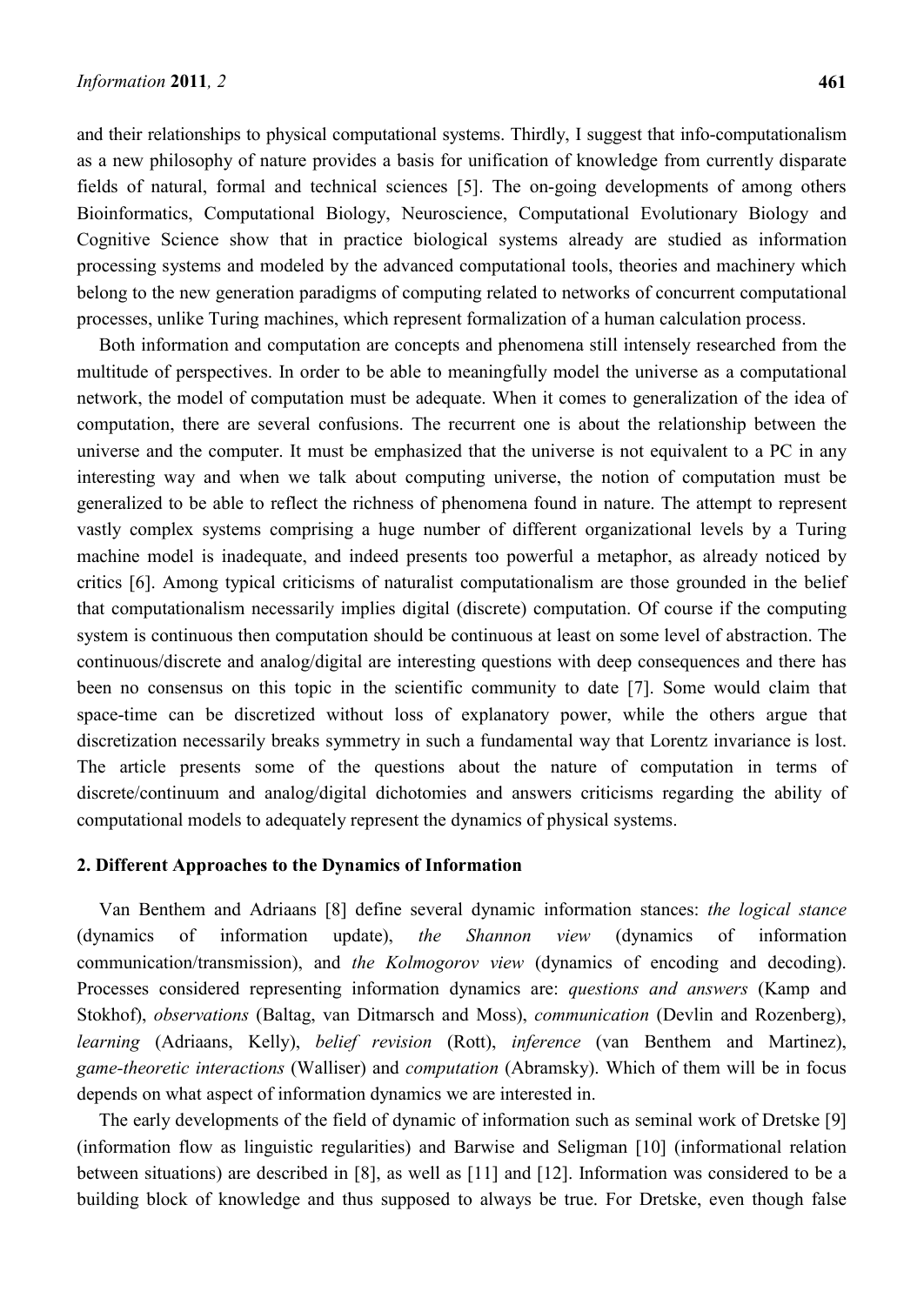and their relationships to physical computational systems. Thirdly, I suggest that info-computationalism as a new philosophy of nature provides a basis for unification of knowledge from currently disparate fields of natural, formal and technical sciences [5]. The on-going developments of among others Bioinformatics, Computational Biology, Neuroscience, Computational Evolutionary Biology and Cognitive Science show that in practice biological systems already are studied as information processing systems and modeled by the advanced computational tools, theories and machinery which belong to the new generation paradigms of computing related to networks of concurrent computational processes, unlike Turing machines, which represent formalization of a human calculation process.

Both information and computation are concepts and phenomena still intensely researched from the multitude of perspectives. In order to be able to meaningfully model the universe as a computational network, the model of computation must be adequate. When it comes to generalization of the idea of computation, there are several confusions. The recurrent one is about the relationship between the universe and the computer. It must be emphasized that the universe is not equivalent to a PC in any interesting way and when we talk about computing universe, the notion of computation must be generalized to be able to reflect the richness of phenomena found in nature. The attempt to represent vastly complex systems comprising a huge number of different organizational levels by a Turing machine model is inadequate, and indeed presents too powerful a metaphor, as already noticed by critics [6]. Among typical criticisms of naturalist computationalism are those grounded in the belief that computationalism necessarily implies digital (discrete) computation. Of course if the computing system is continuous then computation should be continuous at least on some level of abstraction. The continuous/discrete and analog/digital are interesting questions with deep consequences and there has been no consensus on this topic in the scientific community to date [7]. Some would claim that space-time can be discretized without loss of explanatory power, while the others argue that discretization necessarily breaks symmetry in such a fundamental way that Lorentz invariance is lost. The article presents some of the questions about the nature of computation in terms of discrete/continuum and analog/digital dichotomies and answers criticisms regarding the ability of computational models to adequately represent the dynamics of physical systems.

## 2. Different Approaches to the Dynamics of Information

Van Benthem and Adriaans [8] define several dynamic information stances: *the logical stance* (dynamics of information update), *the Shannon view* (dynamics of information communication/transmission), and *the Kolmogorov view* (dynamics of encoding and decoding). Processes considered representing information dynamics are: *questions and answers* (Kamp and Stokhof), *observations* (Baltag, van Ditmarsch and Moss), *communication* (Devlin and Rozenberg), *learning* (Adriaans, Kelly), *belief revision* (Rott), *inference* (van Benthem and Martinez), *game-theoretic interactions* (Walliser) and *computation* (Abramsky). Which of them will be in focus depends on what aspect of information dynamics we are interested in.

The early developments of the field of dynamic of information such as seminal work of Dretske [9] (information flow as linguistic regularities) and Barwise and Seligman [10] (informational relation between situations) are described in [8], as well as [11] and [12]. Information was considered to be a building block of knowledge and thus supposed to always be true. For Dretske, even though false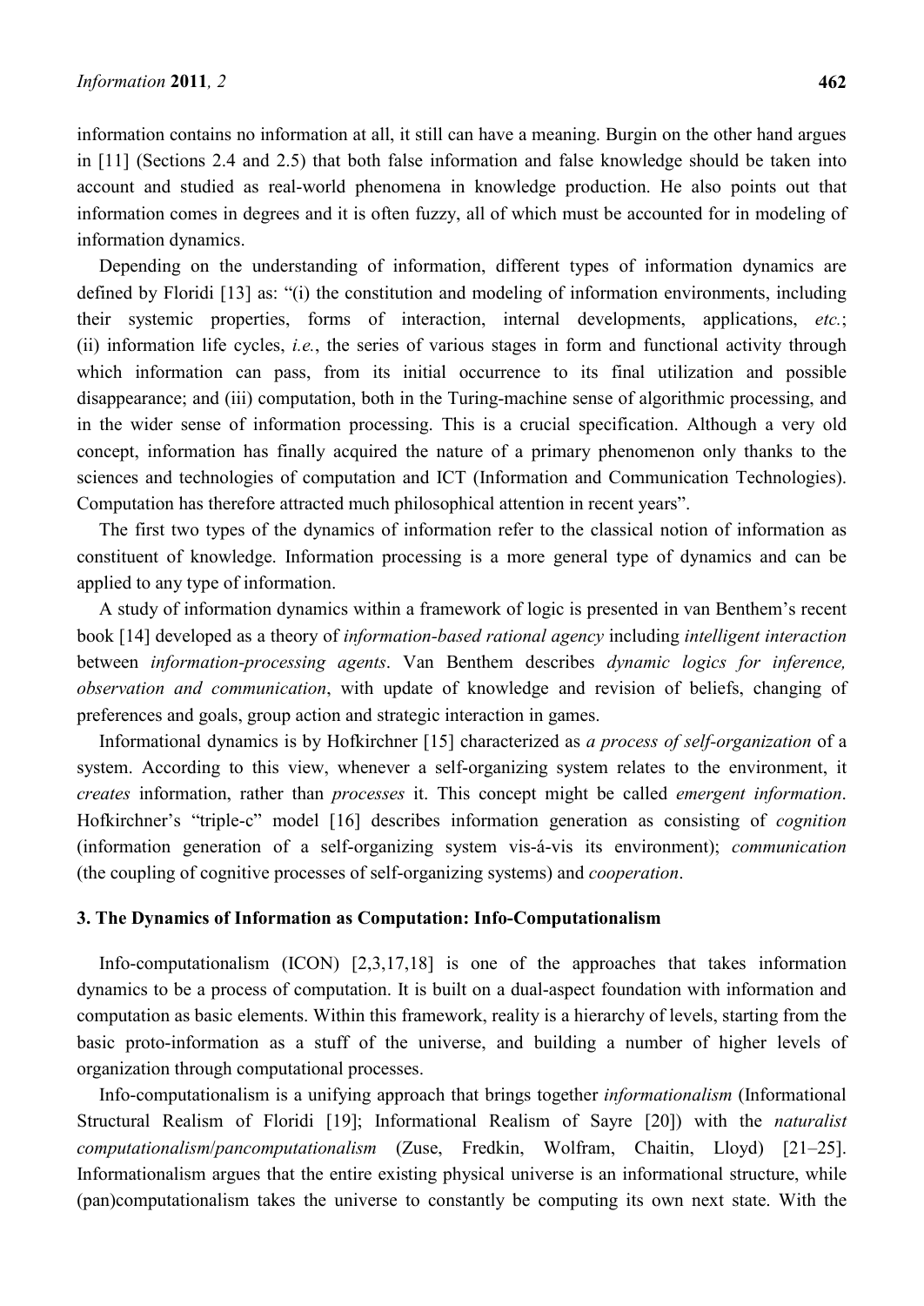information contains no information at all, it still can have a meaning. Burgin on the other hand argues in [11] (Sections 2.4 and 2.5) that both false information and false knowledge should be taken into account and studied as real-world phenomena in knowledge production. He also points out that information comes in degrees and it is often fuzzy, all of which must be accounted for in modeling of information dynamics.

Depending on the understanding of information, different types of information dynamics are defined by Floridi [13] as: "(i) the constitution and modeling of information environments, including their systemic properties, forms of interaction, internal developments, applications, *etc.*; (ii) information life cycles, *i.e.*, the series of various stages in form and functional activity through which information can pass, from its initial occurrence to its final utilization and possible disappearance; and (iii) computation, both in the Turing-machine sense of algorithmic processing, and in the wider sense of information processing. This is a crucial specification. Although a very old concept, information has finally acquired the nature of a primary phenomenon only thanks to the sciences and technologies of computation and ICT (Information and Communication Technologies). Computation has therefore attracted much philosophical attention in recent years".

The first two types of the dynamics of information refer to the classical notion of information as constituent of knowledge. Information processing is a more general type of dynamics and can be applied to any type of information.

A study of information dynamics within a framework of logic is presented in van Benthem's recent book [14] developed as a theory of *information-based rational agency* including *intelligent interaction* between *information-processing agents*. Van Benthem describes *dynamic logics for inference, observation and communication*, with update of knowledge and revision of beliefs, changing of preferences and goals, group action and strategic interaction in games.

Informational dynamics is by Hofkirchner [15] characterized as *a process of self-organization* of a system. According to this view, whenever a self-organizing system relates to the environment, it *creates* information, rather than *processes* it. This concept might be called *emergent information*. Hofkirchner's "triple-c" model [16] describes information generation as consisting of *cognition* (information generation of a self-organizing system vis-á-vis its environment); *communication* (the coupling of cognitive processes of self-organizing systems) and *cooperation*.

## 3. The Dynamics of Information as Computation: Info-Computationalism

Info-computationalism (ICON) [2,3,17,18] is one of the approaches that takes information dynamics to be a process of computation. It is built on a dual-aspect foundation with information and computation as basic elements. Within this framework, reality is a hierarchy of levels, starting from the basic proto-information as a stuff of the universe, and building a number of higher levels of organization through computational processes.

Info-computationalism is a unifying approach that brings together *informationalism* (Informational Structural Realism of Floridi [19]; Informational Realism of Sayre [20]) with the *naturalist computationalism*/*pancomputationalism* (Zuse, Fredkin, Wolfram, Chaitin, Lloyd) [21–25]. Informationalism argues that the entire existing physical universe is an informational structure, while (pan)computationalism takes the universe to constantly be computing its own next state. With the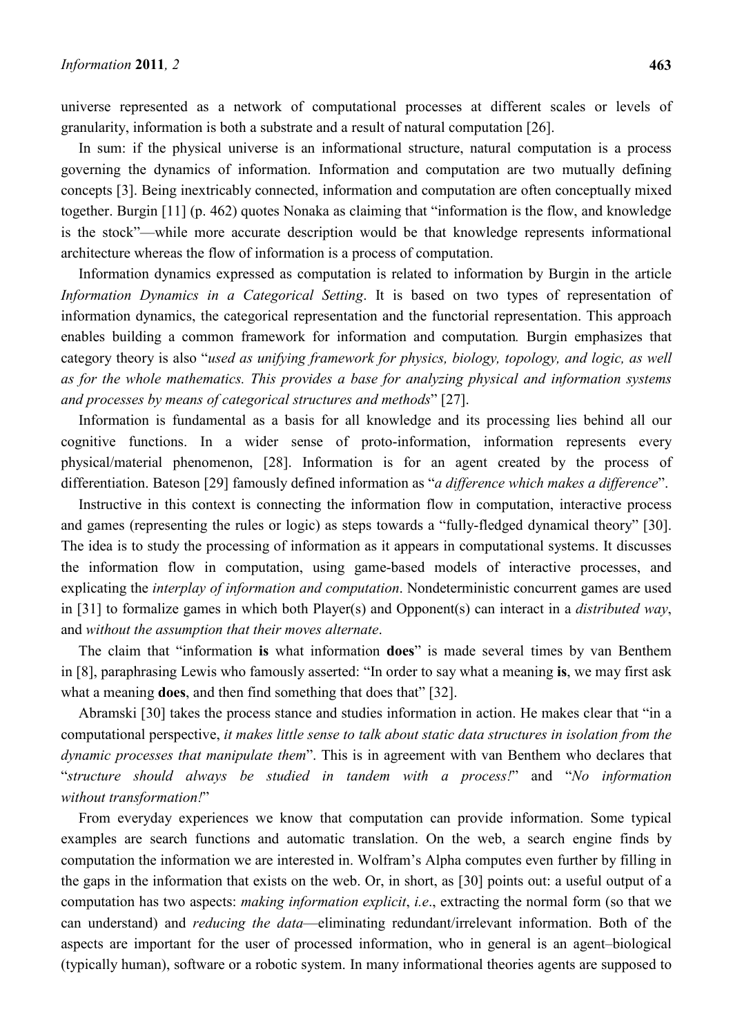universe represented as a network of computational processes at different scales or levels of granularity, information is both a substrate and a result of natural computation [26].

In sum: if the physical universe is an informational structure, natural computation is a process governing the dynamics of information. Information and computation are two mutually defining concepts [3]. Being inextricably connected, information and computation are often conceptually mixed together. Burgin [11] (p. 462) quotes Nonaka as claiming that "information is the flow, and knowledge is the stock"—while more accurate description would be that knowledge represents informational architecture whereas the flow of information is a process of computation.

Information dynamics expressed as computation is related to information by Burgin in the article *Information Dynamics in a Categorical Setting*. It is based on two types of representation of information dynamics, the categorical representation and the functorial representation. This approach enables building a common framework for information and computation*.* Burgin emphasizes that category theory is also "*used as unifying framework for physics, biology, topology, and logic, as well as for the whole mathematics. This provides a base for analyzing physical and information systems and processes by means of categorical structures and methods*" [27].

Information is fundamental as a basis for all knowledge and its processing lies behind all our cognitive functions. In a wider sense of proto-information, information represents every physical/material phenomenon, [28]. Information is for an agent created by the process of differentiation. Bateson [29] famously defined information as "*a difference which makes a difference*".

Instructive in this context is connecting the information flow in computation, interactive process and games (representing the rules or logic) as steps towards a "fully-fledged dynamical theory" [30]. The idea is to study the processing of information as it appears in computational systems. It discusses the information flow in computation, using game-based models of interactive processes, and explicating the *interplay of information and computation*. Nondeterministic concurrent games are used in [31] to formalize games in which both Player(s) and Opponent(s) can interact in a *distributed way*, and *without the assumption that their moves alternate*.

The claim that "information **is** what information **does**" is made several times by van Benthem in [8], paraphrasing Lewis who famously asserted: "In order to say what a meaning **is**, we may first ask what a meaning **does**, and then find something that does that" [32].

Abramski [30] takes the process stance and studies information in action. He makes clear that "in a computational perspective, *it makes little sense to talk about static data structures in isolation from the dynamic processes that manipulate them*". This is in agreement with van Benthem who declares that "*structure should always be studied in tandem with a process!*" and "*No information without transformation!*"

From everyday experiences we know that computation can provide information. Some typical examples are search functions and automatic translation. On the web, a search engine finds by computation the information we are interested in. Wolfram's Alpha computes even further by filling in the gaps in the information that exists on the web. Or, in short, as [30] points out: a useful output of a computation has two aspects: *making information explicit*, *i.e*., extracting the normal form (so that we can understand) and *reducing the data*—eliminating redundant/irrelevant information. Both of the aspects are important for the user of processed information, who in general is an agent–biological (typically human), software or a robotic system. In many informational theories agents are supposed to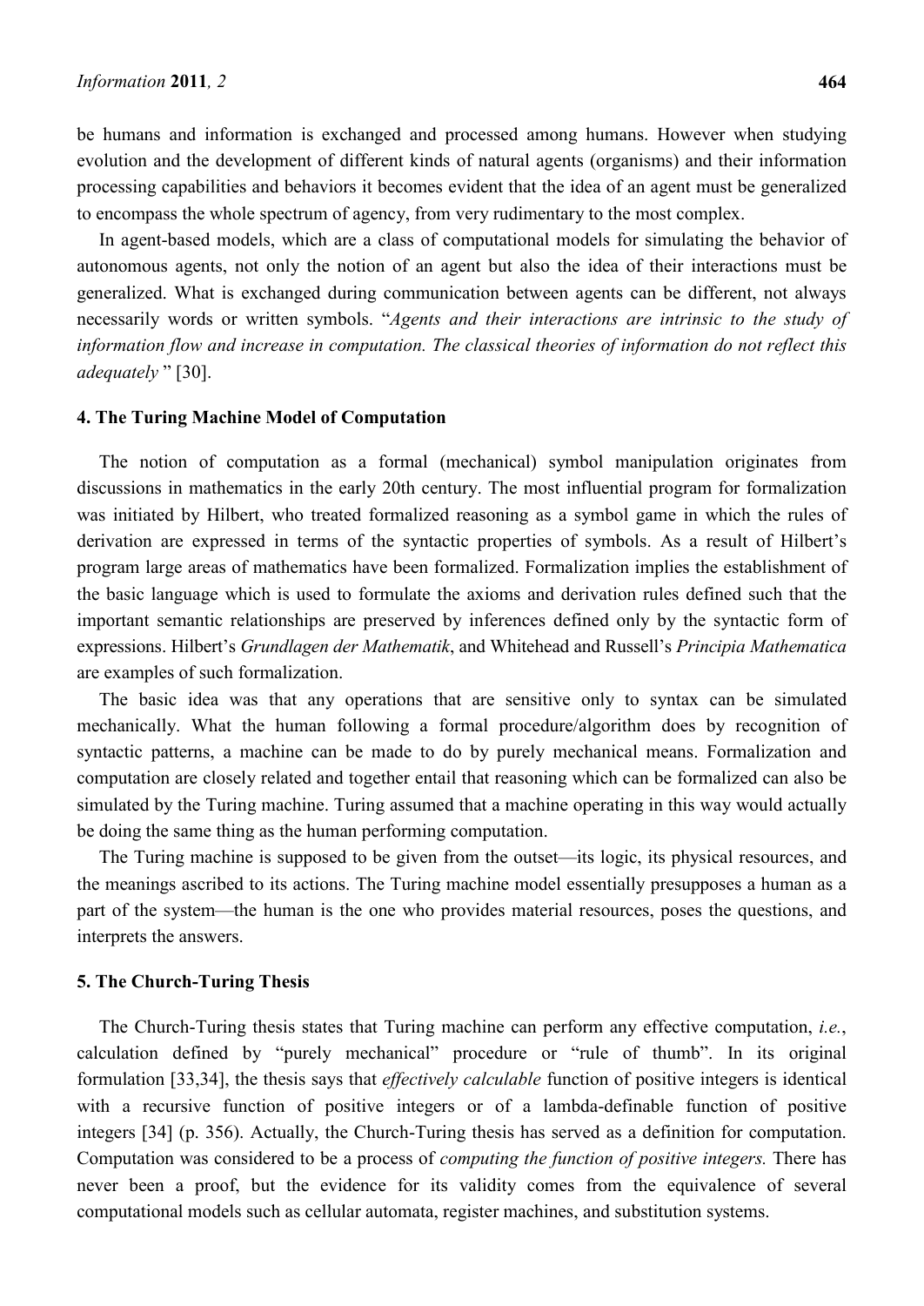be humans and information is exchanged and processed among humans. However when studying evolution and the development of different kinds of natural agents (organisms) and their information processing capabilities and behaviors it becomes evident that the idea of an agent must be generalized to encompass the whole spectrum of agency, from very rudimentary to the most complex.

In agent-based models, which are a class of computational models for simulating the behavior of autonomous agents, not only the notion of an agent but also the idea of their interactions must be generalized. What is exchanged during communication between agents can be different, not always necessarily words or written symbols. "*Agents and their interactions are intrinsic to the study of information flow and increase in computation. The classical theories of information do not reflect this adequately* " [30].

## 4. The Turing Machine Model of Computation

The notion of computation as a formal (mechanical) symbol manipulation originates from discussions in mathematics in the early 20th century. The most influential program for formalization was initiated by Hilbert, who treated formalized reasoning as a symbol game in which the rules of derivation are expressed in terms of the syntactic properties of symbols. As a result of Hilbert's program large areas of mathematics have been formalized. Formalization implies the establishment of the basic language which is used to formulate the axioms and derivation rules defined such that the important semantic relationships are preserved by inferences defined only by the syntactic form of expressions. Hilbert's *Grundlagen der Mathematik*, and Whitehead and Russell's *Principia Mathematica* are examples of such formalization.

The basic idea was that any operations that are sensitive only to syntax can be simulated mechanically. What the human following a formal procedure/algorithm does by recognition of syntactic patterns, a machine can be made to do by purely mechanical means. Formalization and computation are closely related and together entail that reasoning which can be formalized can also be simulated by the Turing machine. Turing assumed that a machine operating in this way would actually be doing the same thing as the human performing computation.

The Turing machine is supposed to be given from the outset—its logic, its physical resources, and the meanings ascribed to its actions. The Turing machine model essentially presupposes a human as a part of the system—the human is the one who provides material resources, poses the questions, and interprets the answers.

## 5. The Church-Turing Thesis

The Church-Turing thesis states that Turing machine can perform any effective computation, *i.e.*, calculation defined by "purely mechanical" procedure or "rule of thumb". In its original formulation [33,34], the thesis says that *effectively calculable* function of positive integers is identical with a recursive function of positive integers or of a lambda-definable function of positive integers [34] (p. 356). Actually, the Church-Turing thesis has served as a definition for computation. Computation was considered to be a process of *computing the function of positive integers.* There has never been a proof, but the evidence for its validity comes from the equivalence of several computational models such as cellular automata, register machines, and substitution systems.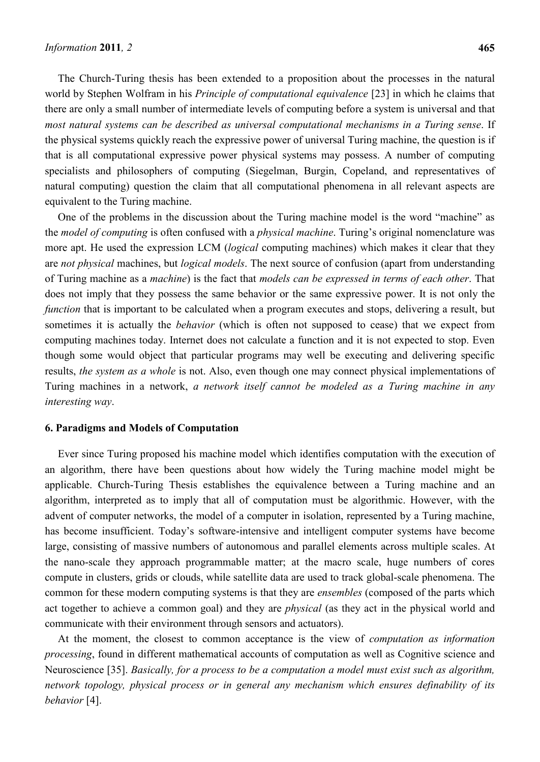The Church-Turing thesis has been extended to a proposition about the processes in the natural world by Stephen Wolfram in his *Principle of computational equivalence* [23] in which he claims that there are only a small number of intermediate levels of computing before a system is universal and that *most natural systems can be described as universal computational mechanisms in a Turing sense*. If the physical systems quickly reach the expressive power of universal Turing machine, the question is if that is all computational expressive power physical systems may possess. A number of computing specialists and philosophers of computing (Siegelman, Burgin, Copeland, and representatives of natural computing) question the claim that all computational phenomena in all relevant aspects are equivalent to the Turing machine.

One of the problems in the discussion about the Turing machine model is the word "machine" as the *model of computing* is often confused with a *physical machine*. Turing's original nomenclature was more apt. He used the expression LCM (*logical* computing machines) which makes it clear that they are *not physical* machines, but *logical models*. The next source of confusion (apart from understanding of Turing machine as a *machine*) is the fact that *models can be expressed in terms of each other*. That does not imply that they possess the same behavior or the same expressive power. It is not only the *function* that is important to be calculated when a program executes and stops, delivering a result, but sometimes it is actually the *behavior* (which is often not supposed to cease) that we expect from computing machines today. Internet does not calculate a function and it is not expected to stop. Even though some would object that particular programs may well be executing and delivering specific results, *the system as a whole* is not. Also, even though one may connect physical implementations of Turing machines in a network, *a network itself cannot be modeled as a Turing machine in any interesting way*.

## 6. Paradigms and Models of Computation

Ever since Turing proposed his machine model which identifies computation with the execution of an algorithm, there have been questions about how widely the Turing machine model might be applicable. Church-Turing Thesis establishes the equivalence between a Turing machine and an algorithm, interpreted as to imply that all of computation must be algorithmic. However, with the advent of computer networks, the model of a computer in isolation, represented by a Turing machine, has become insufficient. Today's software-intensive and intelligent computer systems have become large, consisting of massive numbers of autonomous and parallel elements across multiple scales. At the nano-scale they approach programmable matter; at the macro scale, huge numbers of cores compute in clusters, grids or clouds, while satellite data are used to track global-scale phenomena. The common for these modern computing systems is that they are *ensembles* (composed of the parts which act together to achieve a common goal) and they are *physical* (as they act in the physical world and communicate with their environment through sensors and actuators).

At the moment, the closest to common acceptance is the view of *computation as information processing*, found in different mathematical accounts of computation as well as Cognitive science and Neuroscience [35]. *Basically, for a process to be a computation a model must exist such as algorithm, network topology, physical process or in general any mechanism which ensures definability of its behavior* [4].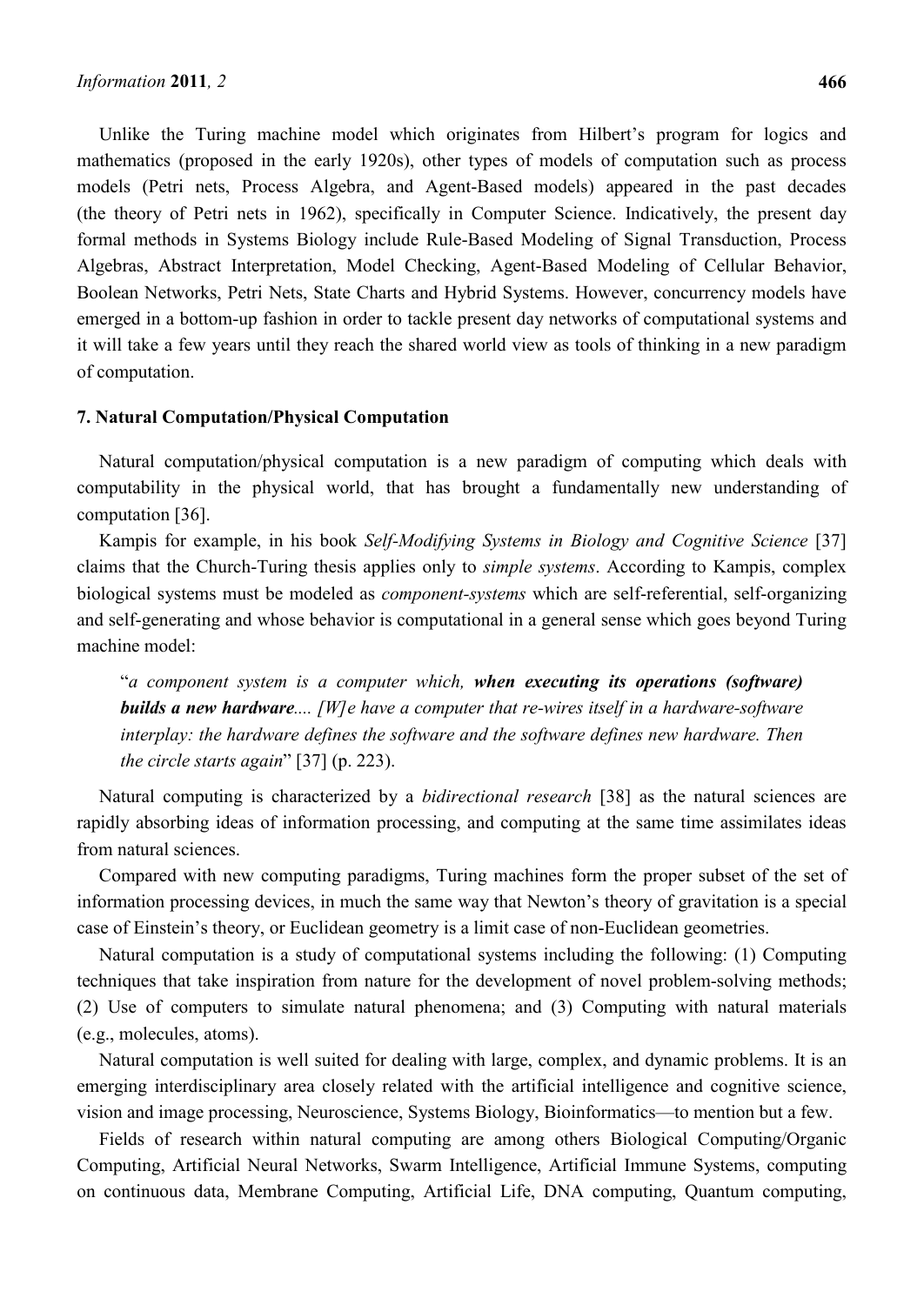Unlike the Turing machine model which originates from Hilbert's program for logics and mathematics (proposed in the early 1920s), other types of models of computation such as process models (Petri nets, Process Algebra, and Agent-Based models) appeared in the past decades (the theory of Petri nets in 1962), specifically in Computer Science. Indicatively, the present day formal methods in Systems Biology include Rule-Based Modeling of Signal Transduction, Process Algebras, Abstract Interpretation, Model Checking, Agent-Based Modeling of Cellular Behavior, Boolean Networks, Petri Nets, State Charts and Hybrid Systems. However, concurrency models have emerged in a bottom-up fashion in order to tackle present day networks of computational systems and it will take a few years until they reach the shared world view as tools of thinking in a new paradigm of computation.

### 7. Natural Computation/Physical Computation

Natural computation/physical computation is a new paradigm of computing which deals with computability in the physical world, that has brought a fundamentally new understanding of computation [36].

Kampis for example, in his book *Self-Modifying Systems in Biology and Cognitive Science* [37] claims that the Church-Turing thesis applies only to *simple systems*. According to Kampis, complex biological systems must be modeled as *component-systems* which are self-referential, self-organizing and self-generating and whose behavior is computational in a general sense which goes beyond Turing machine model:

> "*a component system is a computer which,* ***when executing its operations (software) builds a new hardware****.... [W]e have a computer that re-wires itself in a hardware-software interplay: the hardware defines the software and the software defines new hardware. Then the circle starts again*" [37] (p. 223).

Natural computing is characterized by a *bidirectional research* [38] as the natural sciences are rapidly absorbing ideas of information processing, and computing at the same time assimilates ideas from natural sciences.

Compared with new computing paradigms, Turing machines form the proper subset of the set of information processing devices, in much the same way that Newton's theory of gravitation is a special case of Einstein's theory, or Euclidean geometry is a limit case of non-Euclidean geometries.

Natural computation is a study of computational systems including the following: (1) Computing techniques that take inspiration from nature for the development of novel problem-solving methods; (2) Use of computers to simulate natural phenomena; and (3) Computing with natural materials (e.g., molecules, atoms).

Natural computation is well suited for dealing with large, complex, and dynamic problems. It is an emerging interdisciplinary area closely related with the artificial intelligence and cognitive science, vision and image processing, Neuroscience, Systems Biology, Bioinformatics—to mention but a few.

Fields of research within natural computing are among others Biological Computing/Organic Computing, Artificial Neural Networks, Swarm Intelligence, Artificial Immune Systems, computing on continuous data, Membrane Computing, Artificial Life, DNA computing, Quantum computing,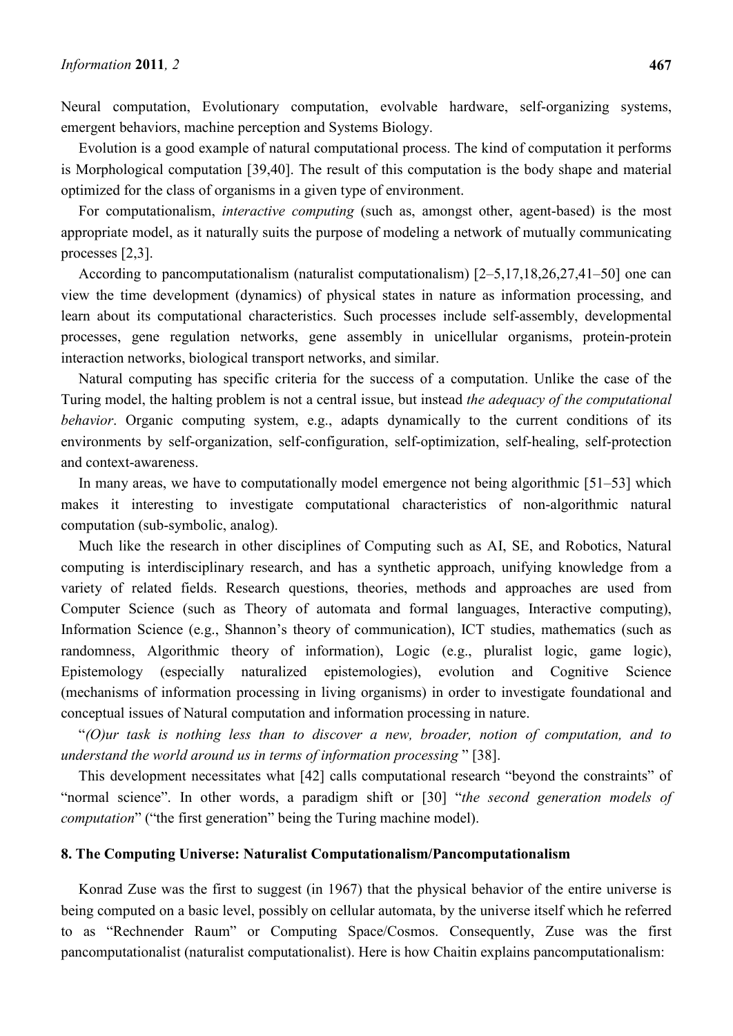Neural computation, Evolutionary computation, evolvable hardware, self-organizing systems, emergent behaviors, machine perception and Systems Biology.

Evolution is a good example of natural computational process. The kind of computation it performs is Morphological computation [39,40]. The result of this computation is the body shape and material optimized for the class of organisms in a given type of environment.

For computationalism, *interactive computing* (such as, amongst other, agent-based) is the most appropriate model, as it naturally suits the purpose of modeling a network of mutually communicating processes [2,3].

According to pancomputationalism (naturalist computationalism) [2–5,17,18,26,27,41–50] one can view the time development (dynamics) of physical states in nature as information processing, and learn about its computational characteristics. Such processes include self-assembly, developmental processes, gene regulation networks, gene assembly in unicellular organisms, protein-protein interaction networks, biological transport networks, and similar.

Natural computing has specific criteria for the success of a computation. Unlike the case of the Turing model, the halting problem is not a central issue, but instead *the adequacy of the computational behavior*. Organic computing system, e.g., adapts dynamically to the current conditions of its environments by self-organization, self-configuration, self-optimization, self-healing, self-protection and context-awareness.

In many areas, we have to computationally model emergence not being algorithmic [51–53] which makes it interesting to investigate computational characteristics of non-algorithmic natural computation (sub-symbolic, analog).

Much like the research in other disciplines of Computing such as AI, SE, and Robotics, Natural computing is interdisciplinary research, and has a synthetic approach, unifying knowledge from a variety of related fields. Research questions, theories, methods and approaches are used from Computer Science (such as Theory of automata and formal languages, Interactive computing), Information Science (e.g., Shannon's theory of communication), ICT studies, mathematics (such as randomness, Algorithmic theory of information), Logic (e.g., pluralist logic, game logic), Epistemology (especially naturalized epistemologies), evolution and Cognitive Science (mechanisms of information processing in living organisms) in order to investigate foundational and conceptual issues of Natural computation and information processing in nature.

"*(O)ur task is nothing less than to discover a new, broader, notion of computation, and to understand the world around us in terms of information processing* " [38].

This development necessitates what [42] calls computational research "beyond the constraints" of "normal science". In other words, a paradigm shift or [30] "*the second generation models of computation*" ("the first generation" being the Turing machine model).

## 8. The Computing Universe: Naturalist Computationalism/Pancomputationalism

Konrad Zuse was the first to suggest (in 1967) that the physical behavior of the entire universe is being computed on a basic level, possibly on cellular automata, by the universe itself which he referred to as "Rechnender Raum" or Computing Space/Cosmos. Consequently, Zuse was the first pancomputationalist (naturalist computationalist). Here is how Chaitin explains pancomputationalism: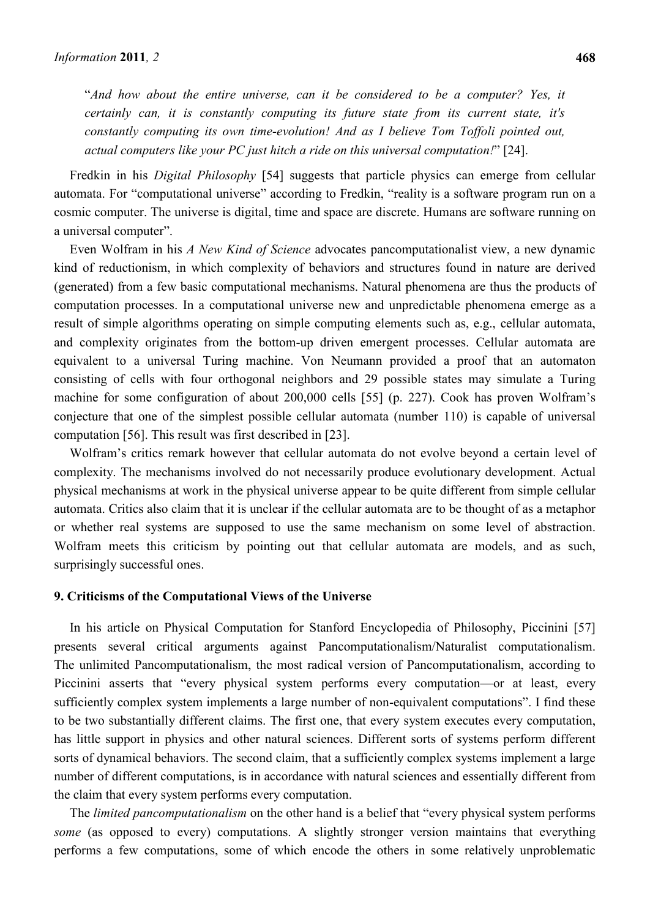"*And how about the entire universe, can it be considered to be a computer? Yes, it certainly can, it is constantly computing its future state from its current state, it's constantly computing its own time-evolution! And as I believe Tom Toffoli pointed out, actual computers like your PC just hitch a ride on this universal computation!*" [24].

Fredkin in his *Digital Philosophy* [54] suggests that particle physics can emerge from cellular automata. For "computational universe" according to Fredkin, "reality is a software program run on a cosmic computer. The universe is digital, time and space are discrete. Humans are software running on a universal computer".

Even Wolfram in his *A New Kind of Science* advocates pancomputationalist view, a new dynamic kind of reductionism, in which complexity of behaviors and structures found in nature are derived (generated) from a few basic computational mechanisms. Natural phenomena are thus the products of computation processes. In a computational universe new and unpredictable phenomena emerge as a result of simple algorithms operating on simple computing elements such as, e.g., cellular automata, and complexity originates from the bottom-up driven emergent processes. Cellular automata are equivalent to a universal Turing machine. Von Neumann provided a proof that an automaton consisting of cells with four orthogonal neighbors and 29 possible states may simulate a Turing machine for some configuration of about 200,000 cells [55] (p. 227). Cook has proven Wolfram's conjecture that one of the simplest possible cellular automata (number 110) is capable of universal computation [56]. This result was first described in [23].

Wolfram's critics remark however that cellular automata do not evolve beyond a certain level of complexity. The mechanisms involved do not necessarily produce evolutionary development. Actual physical mechanisms at work in the physical universe appear to be quite different from simple cellular automata. Critics also claim that it is unclear if the cellular automata are to be thought of as a metaphor or whether real systems are supposed to use the same mechanism on some level of abstraction. Wolfram meets this criticism by pointing out that cellular automata are models, and as such, surprisingly successful ones.

## 9. Criticisms of the Computational Views of the Universe

In his article on Physical Computation for Stanford Encyclopedia of Philosophy, Piccinini [57] presents several critical arguments against Pancomputationalism/Naturalist computationalism. The unlimited Pancomputationalism, the most radical version of Pancomputationalism, according to Piccinini asserts that "every physical system performs every computation—or at least, every sufficiently complex system implements a large number of non-equivalent computations". I find these to be two substantially different claims. The first one, that every system executes every computation, has little support in physics and other natural sciences. Different sorts of systems perform different sorts of dynamical behaviors. The second claim, that a sufficiently complex systems implement a large number of different computations, is in accordance with natural sciences and essentially different from the claim that every system performs every computation.

The *limited pancomputationalism* on the other hand is a belief that "every physical system performs *some* (as opposed to every) computations. A slightly stronger version maintains that everything performs a few computations, some of which encode the others in some relatively unproblematic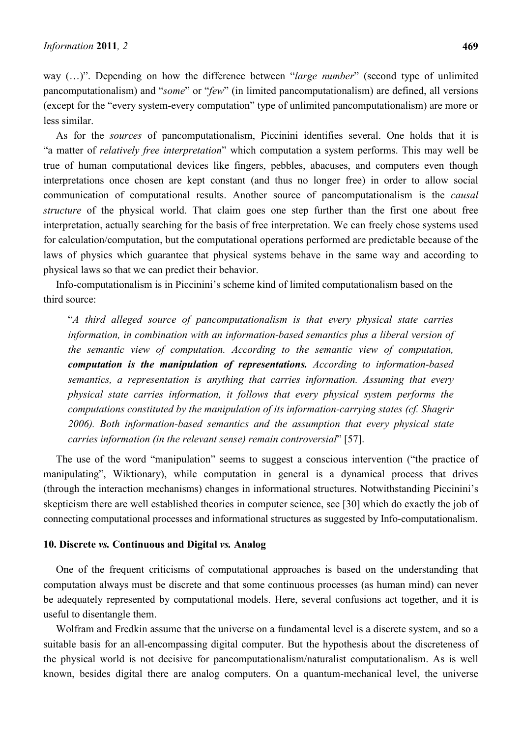way (…)". Depending on how the difference between "*large number*" (second type of unlimited pancomputationalism) and "*some*" or "*few*" (in limited pancomputationalism) are defined, all versions (except for the "every system-every computation" type of unlimited pancomputationalism) are more or less similar.

As for the *sources* of pancomputationalism, Piccinini identifies several. One holds that it is "a matter of *relatively free interpretation*" which computation a system performs. This may well be true of human computational devices like fingers, pebbles, abacuses, and computers even though interpretations once chosen are kept constant (and thus no longer free) in order to allow social communication of computational results. Another source of pancomputationalism is the *causal structure* of the physical world. That claim goes one step further than the first one about free interpretation, actually searching for the basis of free interpretation. We can freely chose systems used for calculation/computation, but the computational operations performed are predictable because of the laws of physics which guarantee that physical systems behave in the same way and according to physical laws so that we can predict their behavior.

Info-computationalism is in Piccinini's scheme kind of limited computationalism based on the third source:

> "*A third alleged source of pancomputationalism is that every physical state carries information, in combination with an information-based semantics plus a liberal version of the semantic view of computation. According to the semantic view of computation,* ***computation is the manipulation of representations.*** *According to information-based semantics, a representation is anything that carries information. Assuming that every physical state carries information, it follows that every physical system performs the computations constituted by the manipulation of its information-carrying states (cf. Shagrir 2006). Both information-based semantics and the assumption that every physical state carries information (in the relevant sense) remain controversial*" [57].

The use of the word "manipulation" seems to suggest a conscious intervention ("the practice of manipulating", Wiktionary), while computation in general is a dynamical process that drives (through the interaction mechanisms) changes in informational structures. Notwithstanding Piccinini's skepticism there are well established theories in computer science, see [30] which do exactly the job of connecting computational processes and informational structures as suggested by Info-computationalism.

## 10. Discrete *vs.* Continuous and Digital *vs.* Analog

One of the frequent criticisms of computational approaches is based on the understanding that computation always must be discrete and that some continuous processes (as human mind) can never be adequately represented by computational models. Here, several confusions act together, and it is useful to disentangle them.

Wolfram and Fredkin assume that the universe on a fundamental level is a discrete system, and so a suitable basis for an all-encompassing digital computer. But the hypothesis about the discreteness of the physical world is not decisive for pancomputationalism/naturalist computationalism. As is well known, besides digital there are analog computers. On a quantum-mechanical level, the universe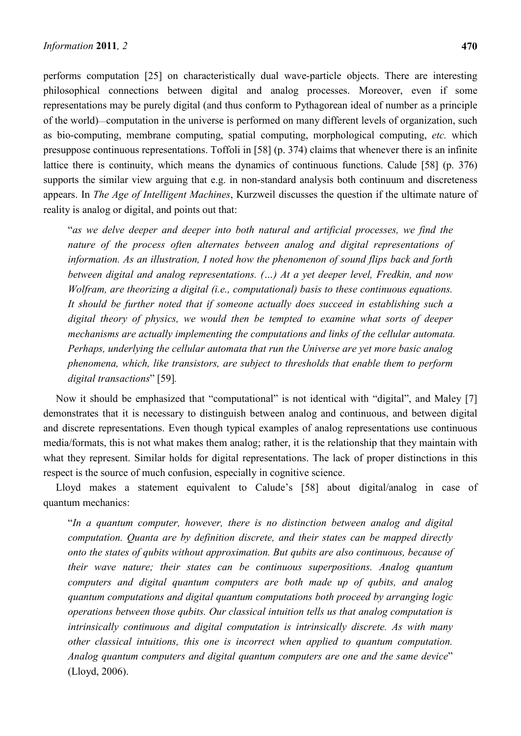performs computation [25] on characteristically dual wave-particle objects. There are interesting philosophical connections between digital and analog processes. Moreover, even if some representations may be purely digital (and thus conform to Pythagorean ideal of number as a principle of the world)—computation in the universe is performed on many different levels of organization, such as bio-computing, membrane computing, spatial computing, morphological computing, *etc.* which presuppose continuous representations. Toffoli in [58] (p. 374) claims that whenever there is an infinite lattice there is continuity, which means the dynamics of continuous functions. Calude [58] (p. 376) supports the similar view arguing that e.g. in non-standard analysis both continuum and discreteness appears. In *The Age of Intelligent Machines*, Kurzweil discusses the question if the ultimate nature of reality is analog or digital, and points out that:

> "*as we delve deeper and deeper into both natural and artificial processes, we find the nature of the process often alternates between analog and digital representations of information. As an illustration, I noted how the phenomenon of sound flips back and forth between digital and analog representations. (…) At a yet deeper level, Fredkin, and now Wolfram, are theorizing a digital (i.e., computational) basis to these continuous equations. It should be further noted that if someone actually does succeed in establishing such a digital theory of physics, we would then be tempted to examine what sorts of deeper mechanisms are actually implementing the computations and links of the cellular automata. Perhaps, underlying the cellular automata that run the Universe are yet more basic analog phenomena, which, like transistors, are subject to thresholds that enable them to perform digital transactions*" [59].

Now it should be emphasized that "computational" is not identical with "digital", and Maley [7] demonstrates that it is necessary to distinguish between analog and continuous, and between digital and discrete representations. Even though typical examples of analog representations use continuous media/formats, this is not what makes them analog; rather, it is the relationship that they maintain with what they represent. Similar holds for digital representations. The lack of proper distinctions in this respect is the source of much confusion, especially in cognitive science.

Lloyd makes a statement equivalent to Calude's [58] about digital/analog in case of quantum mechanics:

> "*In a quantum computer, however, there is no distinction between analog and digital computation. Quanta are by definition discrete, and their states can be mapped directly onto the states of qubits without approximation. But qubits are also continuous, because of their wave nature; their states can be continuous superpositions. Analog quantum computers and digital quantum computers are both made up of qubits, and analog quantum computations and digital quantum computations both proceed by arranging logic operations between those qubits. Our classical intuition tells us that analog computation is intrinsically continuous and digital computation is intrinsically discrete. As with many other classical intuitions, this one is incorrect when applied to quantum computation. Analog quantum computers and digital quantum computers are one and the same device*" (Lloyd, 2006).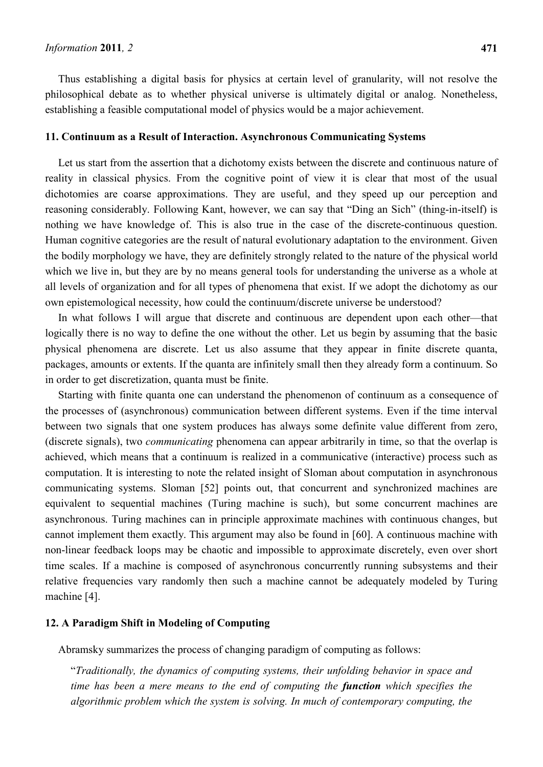Thus establishing a digital basis for physics at certain level of granularity, will not resolve the philosophical debate as to whether physical universe is ultimately digital or analog. Nonetheless, establishing a feasible computational model of physics would be a major achievement.

## 11. Continuum as a Result of Interaction. Asynchronous Communicating Systems

Let us start from the assertion that a dichotomy exists between the discrete and continuous nature of reality in classical physics. From the cognitive point of view it is clear that most of the usual dichotomies are coarse approximations. They are useful, and they speed up our perception and reasoning considerably. Following Kant, however, we can say that "Ding an Sich" (thing-in-itself) is nothing we have knowledge of. This is also true in the case of the discrete-continuous question. Human cognitive categories are the result of natural evolutionary adaptation to the environment. Given the bodily morphology we have, they are definitely strongly related to the nature of the physical world which we live in, but they are by no means general tools for understanding the universe as a whole at all levels of organization and for all types of phenomena that exist. If we adopt the dichotomy as our own epistemological necessity, how could the continuum/discrete universe be understood?

In what follows I will argue that discrete and continuous are dependent upon each other—that logically there is no way to define the one without the other. Let us begin by assuming that the basic physical phenomena are discrete. Let us also assume that they appear in finite discrete quanta, packages, amounts or extents. If the quanta are infinitely small then they already form a continuum. So in order to get discretization, quanta must be finite.

Starting with finite quanta one can understand the phenomenon of continuum as a consequence of the processes of (asynchronous) communication between different systems. Even if the time interval between two signals that one system produces has always some definite value different from zero, (discrete signals), two *communicating* phenomena can appear arbitrarily in time, so that the overlap is achieved, which means that a continuum is realized in a communicative (interactive) process such as computation. It is interesting to note the related insight of Sloman about computation in asynchronous communicating systems. Sloman [52] points out, that concurrent and synchronized machines are equivalent to sequential machines (Turing machine is such), but some concurrent machines are asynchronous. Turing machines can in principle approximate machines with continuous changes, but cannot implement them exactly. This argument may also be found in [60]. A continuous machine with non-linear feedback loops may be chaotic and impossible to approximate discretely, even over short time scales. If a machine is composed of asynchronous concurrently running subsystems and their relative frequencies vary randomly then such a machine cannot be adequately modeled by Turing machine [4].

## 12. A Paradigm Shift in Modeling of Computing

Abramsky summarizes the process of changing paradigm of computing as follows:

> "*Traditionally, the dynamics of computing systems, their unfolding behavior in space and time has been a mere means to the end of computing the* ***function*** *which specifies the algorithmic problem which the system is solving. In much of contemporary computing, the*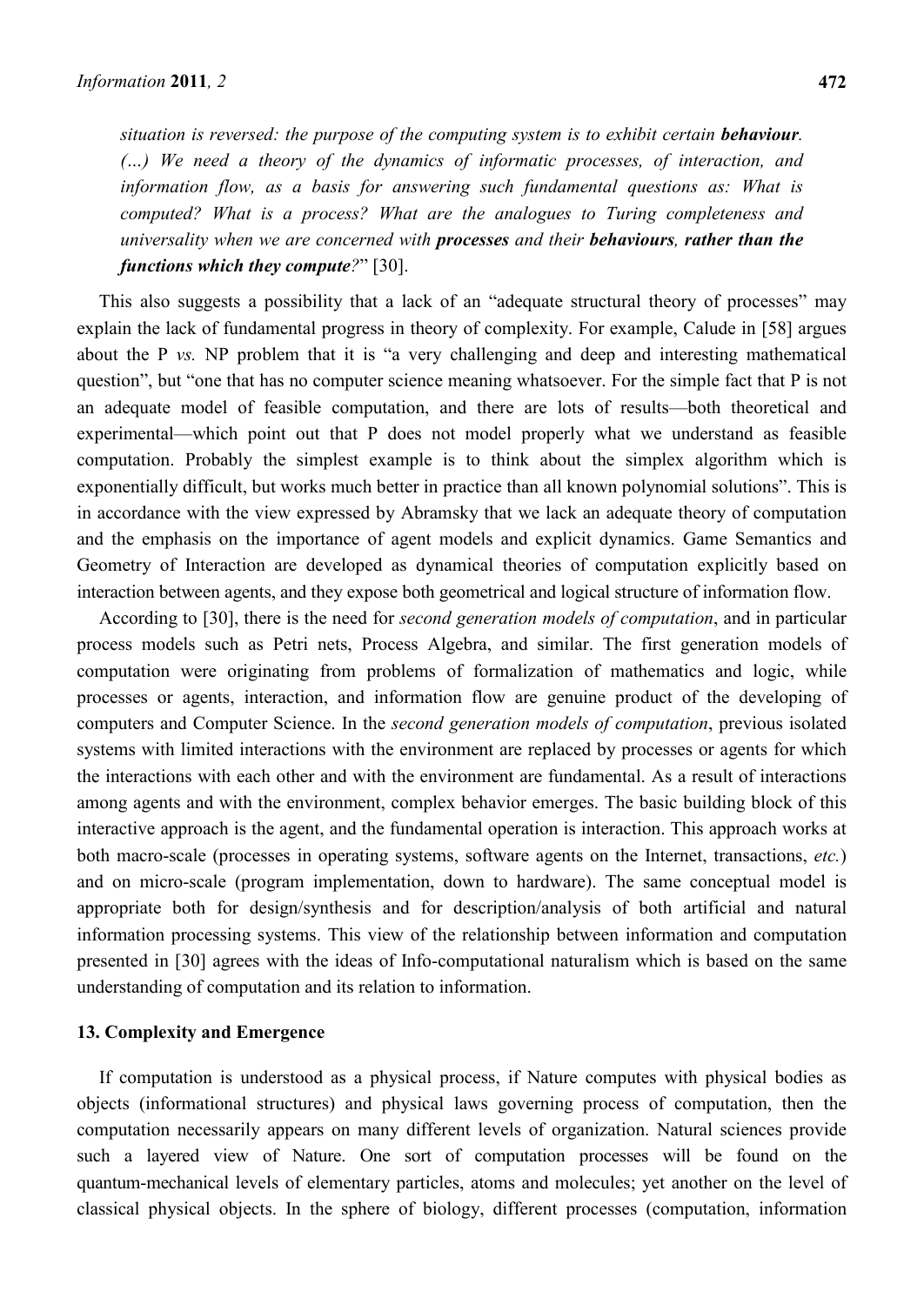*situation is reversed: the purpose of the computing system is to exhibit certain **behaviour**. (…) We need a theory of the dynamics of informatic processes, of interaction, and information flow, as a basis for answering such fundamental questions as: What is computed? What is a process? What are the analogues to Turing completeness and universality when we are concerned with **processes** and their **behaviours, rather than the functions which they compute**?*" [30].

This also suggests a possibility that a lack of an "adequate structural theory of processes" may explain the lack of fundamental progress in theory of complexity. For example, Calude in [58] argues about the P *vs.* NP problem that it is "a very challenging and deep and interesting mathematical question", but "one that has no computer science meaning whatsoever. For the simple fact that P is not an adequate model of feasible computation, and there are lots of results—both theoretical and experimental—which point out that P does not model properly what we understand as feasible computation. Probably the simplest example is to think about the simplex algorithm which is exponentially difficult, but works much better in practice than all known polynomial solutions". This is in accordance with the view expressed by Abramsky that we lack an adequate theory of computation and the emphasis on the importance of agent models and explicit dynamics. Game Semantics and Geometry of Interaction are developed as dynamical theories of computation explicitly based on interaction between agents, and they expose both geometrical and logical structure of information flow.

According to [30], there is the need for *second generation models of computation*, and in particular process models such as Petri nets, Process Algebra, and similar. The first generation models of computation were originating from problems of formalization of mathematics and logic, while processes or agents, interaction, and information flow are genuine product of the developing of computers and Computer Science. In the *second generation models of computation*, previous isolated systems with limited interactions with the environment are replaced by processes or agents for which the interactions with each other and with the environment are fundamental. As a result of interactions among agents and with the environment, complex behavior emerges. The basic building block of this interactive approach is the agent, and the fundamental operation is interaction. This approach works at both macro-scale (processes in operating systems, software agents on the Internet, transactions, *etc.*) and on micro-scale (program implementation, down to hardware). The same conceptual model is appropriate both for design/synthesis and for description/analysis of both artificial and natural information processing systems. This view of the relationship between information and computation presented in [30] agrees with the ideas of Info-computational naturalism which is based on the same understanding of computation and its relation to information.

## 13. Complexity and Emergence

If computation is understood as a physical process, if Nature computes with physical bodies as objects (informational structures) and physical laws governing process of computation, then the computation necessarily appears on many different levels of organization. Natural sciences provide such a layered view of Nature. One sort of computation processes will be found on the quantum-mechanical levels of elementary particles, atoms and molecules; yet another on the level of classical physical objects. In the sphere of biology, different processes (computation, information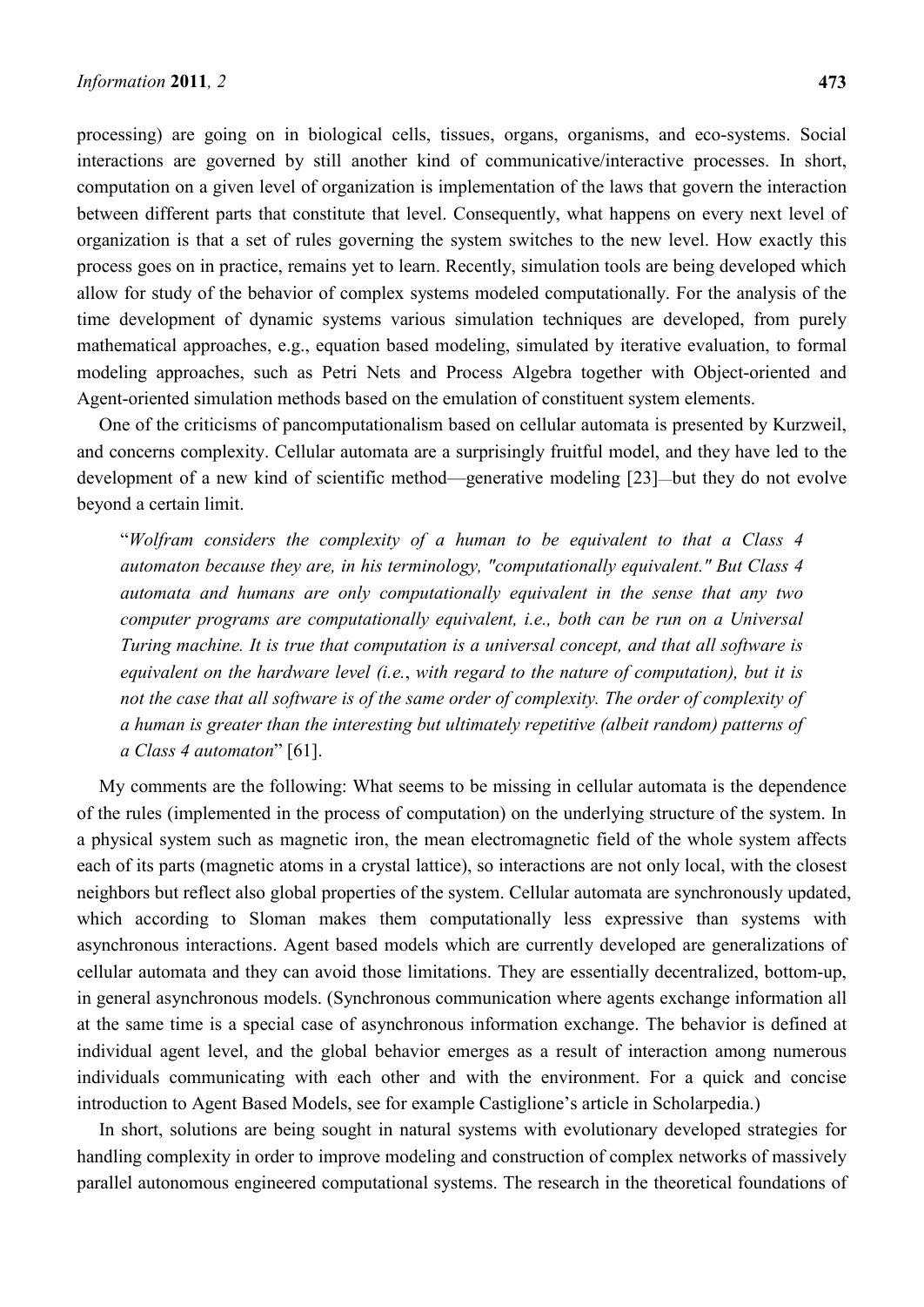processing) are going on in biological cells, tissues, organs, organisms, and eco-systems. Social interactions are governed by still another kind of communicative/interactive processes. In short, computation on a given level of organization is implementation of the laws that govern the interaction between different parts that constitute that level. Consequently, what happens on every next level of organization is that a set of rules governing the system switches to the new level. How exactly this process goes on in practice, remains yet to learn. Recently, simulation tools are being developed which allow for study of the behavior of complex systems modeled computationally. For the analysis of the time development of dynamic systems various simulation techniques are developed, from purely mathematical approaches, e.g., equation based modeling, simulated by iterative evaluation, to formal modeling approaches, such as Petri Nets and Process Algebra together with Object-oriented and Agent-oriented simulation methods based on the emulation of constituent system elements.

One of the criticisms of pancomputationalism based on cellular automata is presented by Kurzweil, and concerns complexity. Cellular automata are a surprisingly fruitful model, and they have led to the development of a new kind of scientific method—generative modeling [23]—but they do not evolve beyond a certain limit.

> "*Wolfram considers the complexity of a human to be equivalent to that a Class 4 automaton because they are, in his terminology, "computationally equivalent." But Class 4 automata and humans are only computationally equivalent in the sense that any two computer programs are computationally equivalent, i.e., both can be run on a Universal Turing machine. It is true that computation is a universal concept, and that all software is equivalent on the hardware level (i.e., with regard to the nature of computation), but it is not the case that all software is of the same order of complexity. The order of complexity of a human is greater than the interesting but ultimately repetitive (albeit random) patterns of a Class 4 automaton*" [61].

My comments are the following: What seems to be missing in cellular automata is the dependence of the rules (implemented in the process of computation) on the underlying structure of the system. In a physical system such as magnetic iron, the mean electromagnetic field of the whole system affects each of its parts (magnetic atoms in a crystal lattice), so interactions are not only local, with the closest neighbors but reflect also global properties of the system. Cellular automata are synchronously updated, which according to Sloman makes them computationally less expressive than systems with asynchronous interactions. Agent based models which are currently developed are generalizations of cellular automata and they can avoid those limitations. They are essentially decentralized, bottom-up, in general asynchronous models. (Synchronous communication where agents exchange information all at the same time is a special case of asynchronous information exchange. The behavior is defined at individual agent level, and the global behavior emerges as a result of interaction among numerous individuals communicating with each other and with the environment. For a quick and concise introduction to Agent Based Models, see for example Castiglione's article in Scholarpedia.)

In short, solutions are being sought in natural systems with evolutionary developed strategies for handling complexity in order to improve modeling and construction of complex networks of massively parallel autonomous engineered computational systems. The research in the theoretical foundations of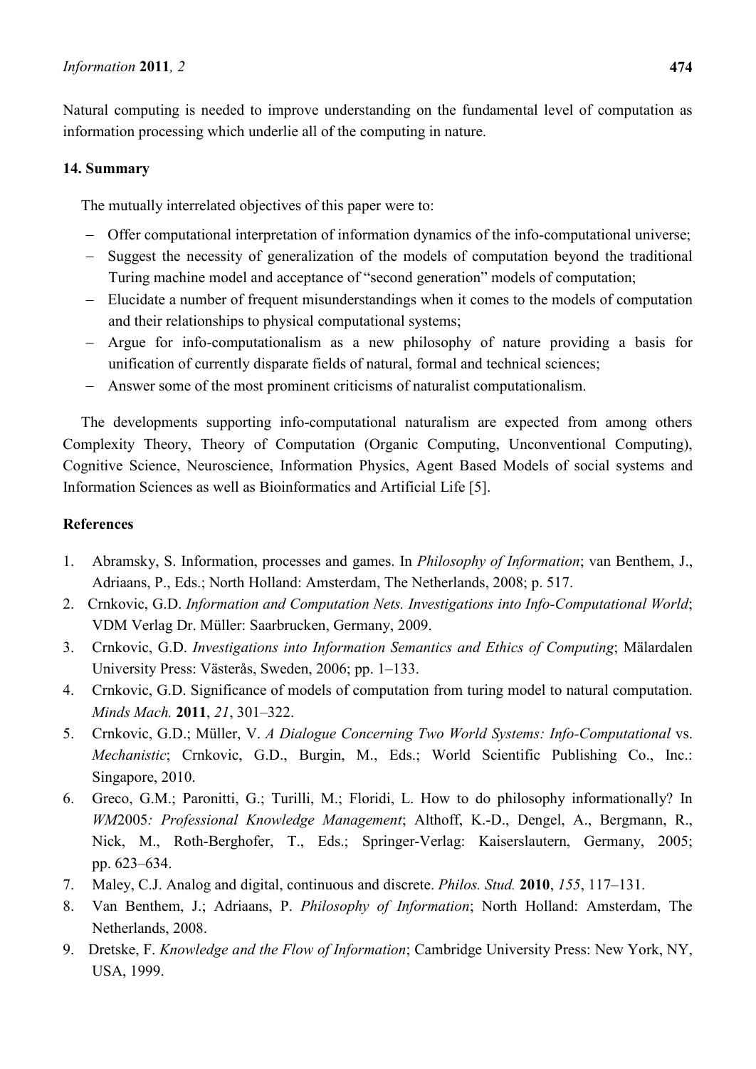Natural computing is needed to improve understanding on the fundamental level of computation as information processing which underlie all of the computing in nature.

## 14. Summary

The mutually interrelated objectives of this paper were to:

- Offer computational interpretation of information dynamics of the info-computational universe;
- Suggest the necessity of generalization of the models of computation beyond the traditional Turing machine model and acceptance of "second generation" models of computation;
- Elucidate a number of frequent misunderstandings when it comes to the models of computation and their relationships to physical computational systems;
- Argue for info-computationalism as a new philosophy of nature providing a basis for unification of currently disparate fields of natural, formal and technical sciences;
- Answer some of the most prominent criticisms of naturalist computationalism.

The developments supporting info-computational naturalism are expected from among others Complexity Theory, Theory of Computation (Organic Computing, Unconventional Computing), Cognitive Science, Neuroscience, Information Physics, Agent Based Models of social systems and Information Sciences as well as Bioinformatics and Artificial Life [5].

## References

1. Abramsky, S. Information, processes and games. In *Philosophy of Information*; van Benthem, J., Adriaans, P., Eds.; North Holland: Amsterdam, The Netherlands, 2008; p. 517.
2. Crnkovic, G.D. *Information and Computation Nets. Investigations into Info-Computational World*; VDM Verlag Dr. Müller: Saarbrucken, Germany, 2009.
3. Crnkovic, G.D. *Investigations into Information Semantics and Ethics of Computing*; Mälardalen University Press: Västerås, Sweden, 2006; pp. 1–133.
4. Crnkovic, G.D. Significance of models of computation from turing model to natural computation. *Minds Mach.* **2011**, *21*, 301–322.
5. Crnkovic, G.D.; Müller, V. *A Dialogue Concerning Two World Systems: Info-Computational* vs. *Mechanistic*; Crnkovic, G.D., Burgin, M., Eds.; World Scientific Publishing Co., Inc.: Singapore, 2010.
6. Greco, G.M.; Paronitti, G.; Turilli, M.; Floridi, L. How to do philosophy informationally? In *WM2005: Professional Knowledge Management*; Althoff, K.-D., Dengel, A., Bergmann, R., Nick, M., Roth-Berghofer, T., Eds.; Springer-Verlag: Kaiserslautern, Germany, 2005; pp. 623–634.
7. Maley, C.J. Analog and digital, continuous and discrete. *Philos. Stud.* **2010**, *155*, 117–131.
8. Van Benthem, J.; Adriaans, P. *Philosophy of Information*; North Holland: Amsterdam, The Netherlands, 2008.
9. Dretske, F. *Knowledge and the Flow of Information*; Cambridge University Press: New York, NY, USA, 1999.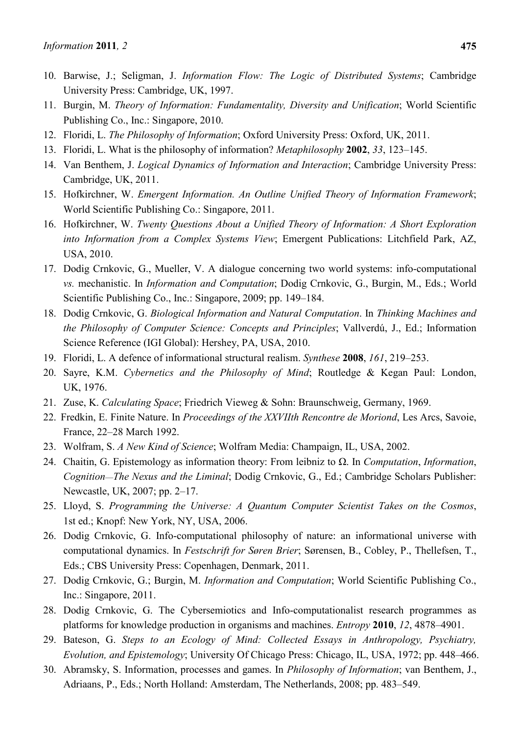10. Barwise, J.; Seligman, J. *Information Flow: The Logic of Distributed Systems*; Cambridge University Press: Cambridge, UK, 1997.
11. Burgin, M. *Theory of Information: Fundamentality, Diversity and Unification*; World Scientific Publishing Co., Inc.: Singapore, 2010.
12. Floridi, L. *The Philosophy of Information*; Oxford University Press: Oxford, UK, 2011.
13. Floridi, L. What is the philosophy of information? *Metaphilosophy* **2002**, *33*, 123–145.
14. Van Benthem, J. *Logical Dynamics of Information and Interaction*; Cambridge University Press: Cambridge, UK, 2011.
15. Hofkirchner, W. *Emergent Information. An Outline Unified Theory of Information Framework*; World Scientific Publishing Co.: Singapore, 2011.
16. Hofkirchner, W. *Twenty Questions About a Unified Theory of Information: A Short Exploration into Information from a Complex Systems View*; Emergent Publications: Litchfield Park, AZ, USA, 2010.
17. Dodig Crnkovic, G., Mueller, V. A dialogue concerning two world systems: info-computational *vs.* mechanistic. In *Information and Computation*; Dodig Crnkovic, G., Burgin, M., Eds.; World Scientific Publishing Co., Inc.: Singapore, 2009; pp. 149–184.
18. Dodig Crnkovic, G. *Biological Information and Natural Computation*. In *Thinking Machines and the Philosophy of Computer Science: Concepts and Principles*; Vallverdú, J., Ed.; Information Science Reference (IGI Global): Hershey, PA, USA, 2010.
19. Floridi, L. A defence of informational structural realism. *Synthese* **2008**, *161*, 219–253.
20. Sayre, K.M. *Cybernetics and the Philosophy of Mind*; Routledge & Kegan Paul: London, UK, 1976.
21. Zuse, K. *Calculating Space*; Friedrich Vieweg & Sohn: Braunschweig, Germany, 1969.
22. Fredkin, E. Finite Nature. In *Proceedings of the XXVIIth Rencontre de Moriond*, Les Arcs, Savoie, France, 22–28 March 1992.
23. Wolfram, S. *A New Kind of Science*; Wolfram Media: Champaign, IL, USA, 2002.
24. Chaitin, G. Epistemology as information theory: From leibniz to Ω. In *Computation*, *Information*, *Cognition—The Nexus and the Liminal*; Dodig Crnkovic, G., Ed.; Cambridge Scholars Publisher: Newcastle, UK, 2007; pp. 2–17.
25. Lloyd, S. *Programming the Universe: A Quantum Computer Scientist Takes on the Cosmos*, 1st ed.; Knopf: New York, NY, USA, 2006.
26. Dodig Crnkovic, G. Info-computational philosophy of nature: an informational universe with computational dynamics. In *Festschrift for Søren Brier*; Sørensen, B., Cobley, P., Thellefsen, T., Eds.; CBS University Press: Copenhagen, Denmark, 2011.
27. Dodig Crnkovic, G.; Burgin, M. *Information and Computation*; World Scientific Publishing Co., Inc.: Singapore, 2011.
28. Dodig Crnkovic, G. The Cybersemiotics and Info-computationalist research programmes as platforms for knowledge production in organisms and machines. *Entropy* **2010**, *12*, 4878–4901.
29. Bateson, G. *Steps to an Ecology of Mind: Collected Essays in Anthropology, Psychiatry, Evolution, and Epistemology*; University Of Chicago Press: Chicago, IL, USA, 1972; pp. 448–466.
30. Abramsky, S. Information, processes and games. In *Philosophy of Information*; van Benthem, J., Adriaans, P., Eds.; North Holland: Amsterdam, The Netherlands, 2008; pp. 483–549.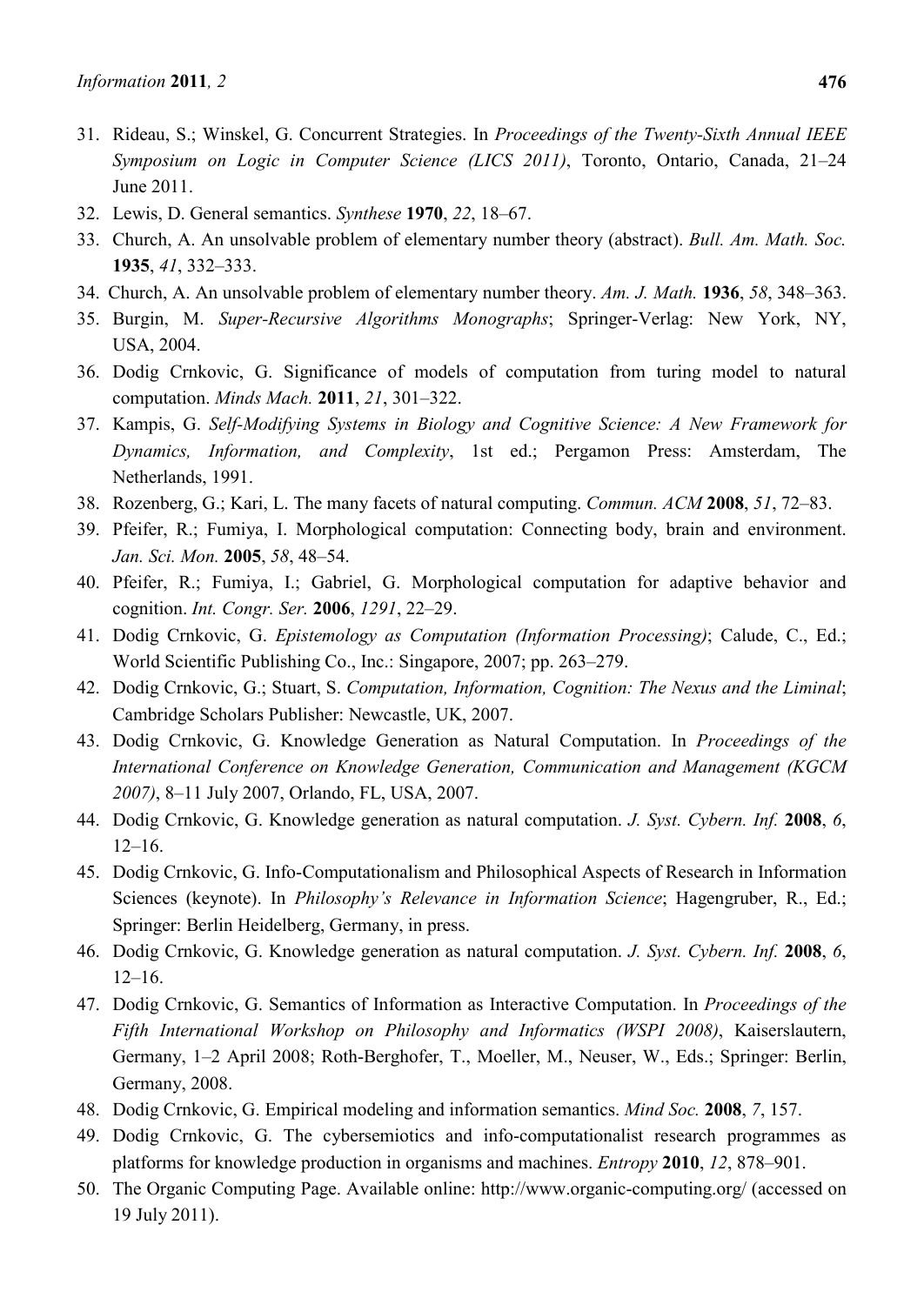31. Rideau, S.; Winskel, G. Concurrent Strategies. In *Proceedings of the Twenty-Sixth Annual IEEE Symposium on Logic in Computer Science (LICS 2011)*, Toronto, Ontario, Canada, 21–24 June 2011.
32. Lewis, D. General semantics. *Synthese* **1970**, *22*, 18–67.
33. Church, A. An unsolvable problem of elementary number theory (abstract). *Bull. Am. Math. Soc.* **1935**, *41*, 332–333.
34. Church, A. An unsolvable problem of elementary number theory. *Am. J. Math.* **1936**, *58*, 348–363.
35. Burgin, M. *Super-Recursive Algorithms Monographs*; Springer-Verlag: New York, NY, USA, 2004.
36. Dodig Crnkovic, G. Significance of models of computation from turing model to natural computation. *Minds Mach.* **2011**, *21*, 301–322.
37. Kampis, G. *Self-Modifying Systems in Biology and Cognitive Science: A New Framework for Dynamics, Information, and Complexity*, 1st ed.; Pergamon Press: Amsterdam, The Netherlands, 1991.
38. Rozenberg, G.; Kari, L. The many facets of natural computing. *Commun. ACM* **2008**, *51*, 72–83.
39. Pfeifer, R.; Fumiya, I. Morphological computation: Connecting body, brain and environment. *Jan. Sci. Mon.* **2005**, *58*, 48–54.
40. Pfeifer, R.; Fumiya, I.; Gabriel, G. Morphological computation for adaptive behavior and cognition. *Int. Congr. Ser.* **2006**, *1291*, 22–29.
41. Dodig Crnkovic, G. *Epistemology as Computation (Information Processing)*; Calude, C., Ed.; World Scientific Publishing Co., Inc.: Singapore, 2007; pp. 263–279.
42. Dodig Crnkovic, G.; Stuart, S. *Computation, Information, Cognition: The Nexus and the Liminal*; Cambridge Scholars Publisher: Newcastle, UK, 2007.
43. Dodig Crnkovic, G. Knowledge Generation as Natural Computation. In *Proceedings of the International Conference on Knowledge Generation, Communication and Management (KGCM 2007)*, 8–11 July 2007, Orlando, FL, USA, 2007.
44. Dodig Crnkovic, G. Knowledge generation as natural computation. *J. Syst. Cybern. Inf.* **2008**, *6*, 12–16.
45. Dodig Crnkovic, G. Info-Computationalism and Philosophical Aspects of Research in Information Sciences (keynote). In *Philosophy's Relevance in Information Science*; Hagengruber, R., Ed.; Springer: Berlin Heidelberg, Germany, in press.
46. Dodig Crnkovic, G. Knowledge generation as natural computation. *J. Syst. Cybern. Inf.* **2008**, *6*, 12–16.
47. Dodig Crnkovic, G. Semantics of Information as Interactive Computation. In *Proceedings of the Fifth International Workshop on Philosophy and Informatics (WSPI 2008)*, Kaiserslautern, Germany, 1–2 April 2008; Roth-Berghofer, T., Moeller, M., Neuser, W., Eds.; Springer: Berlin, Germany, 2008.
48. Dodig Crnkovic, G. Empirical modeling and information semantics. *Mind Soc.* **2008**, *7*, 157.
49. Dodig Crnkovic, G. The cybersemiotics and info-computationalist research programmes as platforms for knowledge production in organisms and machines. *Entropy* **2010**, *12*, 878–901.
50. The Organic Computing Page. Available online: http://www.organic-computing.org/ (accessed on 19 July 2011).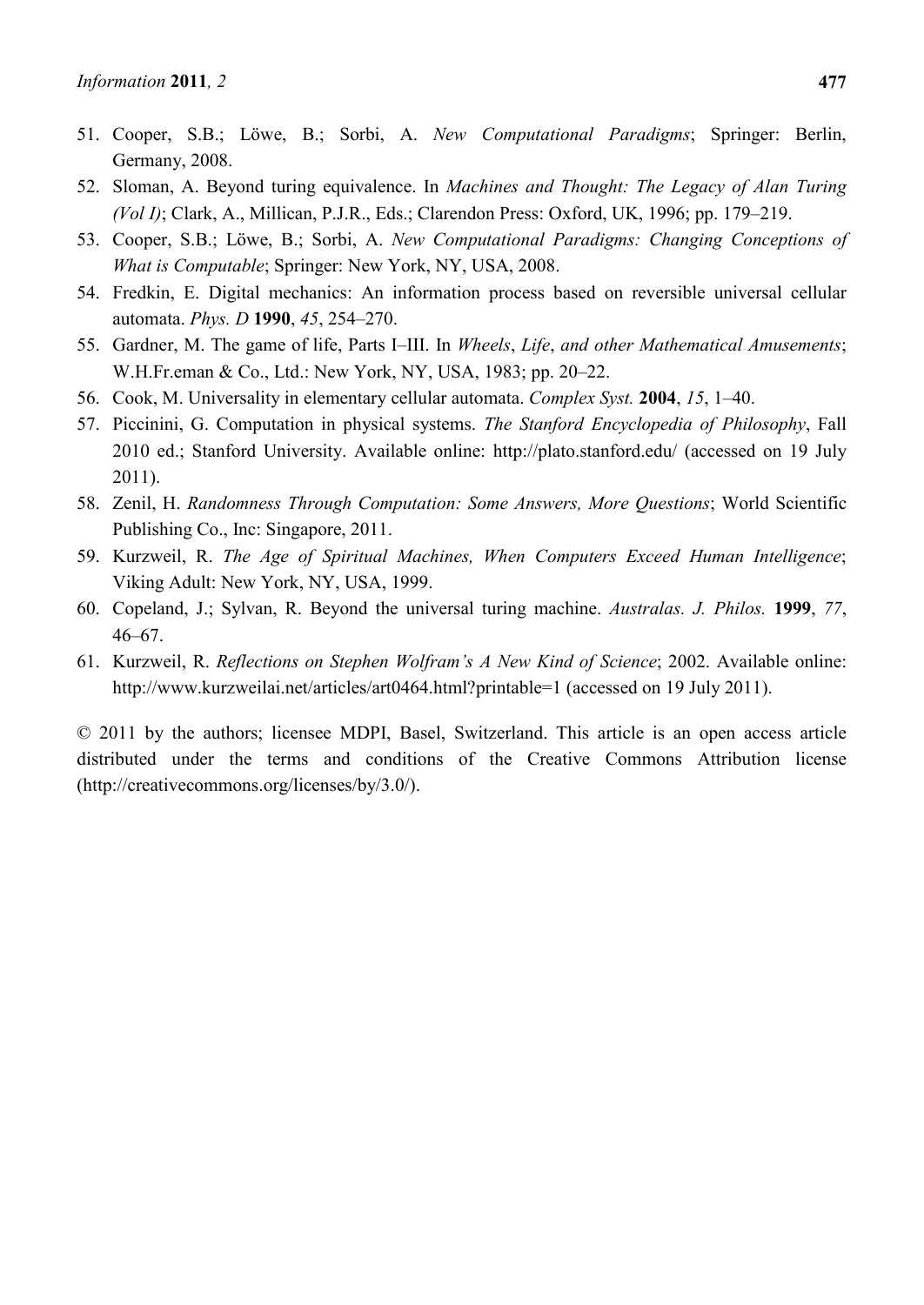51. Cooper, S.B.; Löwe, B.; Sorbi, A. *New Computational Paradigms*; Springer: Berlin, Germany, 2008.
52. Sloman, A. Beyond turing equivalence. In *Machines and Thought: The Legacy of Alan Turing (Vol I)*; Clark, A., Millican, P.J.R., Eds.; Clarendon Press: Oxford, UK, 1996; pp. 179–219.
53. Cooper, S.B.; Löwe, B.; Sorbi, A. *New Computational Paradigms: Changing Conceptions of What is Computable*; Springer: New York, NY, USA, 2008.
54. Fredkin, E. Digital mechanics: An information process based on reversible universal cellular automata. *Phys. D* **1990**, *45*, 254–270.
55. Gardner, M. The game of life, Parts I–III. In *Wheels*, *Life*, *and other Mathematical Amusements*; W.H.Fr.eman & Co., Ltd.: New York, NY, USA, 1983; pp. 20–22.
56. Cook, M. Universality in elementary cellular automata. *Complex Syst.* **2004**, *15*, 1–40.
57. Piccinini, G. Computation in physical systems. *The Stanford Encyclopedia of Philosophy*, Fall 2010 ed.; Stanford University. Available online: http://plato.stanford.edu/ (accessed on 19 July 2011).
58. Zenil, H. *Randomness Through Computation: Some Answers, More Questions*; World Scientific Publishing Co., Inc: Singapore, 2011.
59. Kurzweil, R. *The Age of Spiritual Machines, When Computers Exceed Human Intelligence*; Viking Adult: New York, NY, USA, 1999.
60. Copeland, J.; Sylvan, R. Beyond the universal turing machine. *Australas. J. Philos.* **1999**, *77*, 46–67.
61. Kurzweil, R. *Reflections on Stephen Wolfram's A New Kind of Science*; 2002. Available online: http://www.kurzweilai.net/articles/art0464.html?printable=1 (accessed on 19 July 2011).

© 2011 by the authors; licensee MDPI, Basel, Switzerland. This article is an open access article distributed under the terms and conditions of the Creative Commons Attribution license (http://creativecommons.org/licenses/by/3.0/).